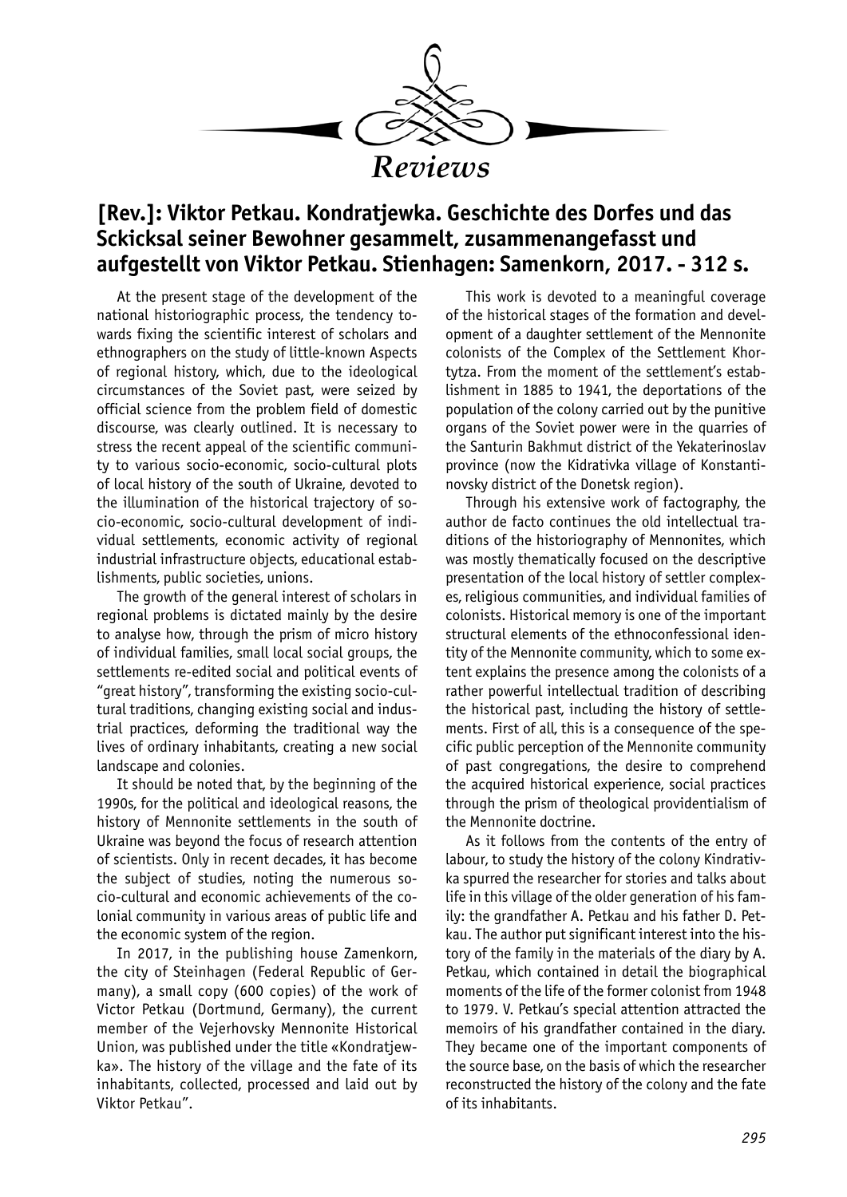# Reviews

## [Rev.]: Viktor Petkau. Kondratjewka. Geschichte des Dorfes und das Sckicksal seiner Bewohner gesammelt, zusammenangefasst und aufgestellt von Viktor Petkau. Stienhagen: Samenkorn, 2017. - 312 s.

At the present stage of the development of the national historiographic process, the tendency towards fixing the scientific interest of scholars and ethnographers on the study of little-known Aspects of regional history, which, due to the ideological circumstances of the Soviet past, were seized by official science from the problem field of domestic discourse, was clearly outlined. It is necessary to stress the recent appeal of the scientific community to various socio-economic, socio-cultural plots of local history of the south of Ukraine, devoted to the illumination of the historical trajectory of socio-economic, socio-cultural development of individual settlements, economic activity of regional industrial infrastructure objects, educational establishments, public societies, unions.

The growth of the general interest of scholars in regional problems is dictated mainly by the desire to analyse how, through the prism of micro history of individual families, small local social groups, the settlements re-edited social and political events of "great history", transforming the existing socio-cultural traditions, changing existing social and industrial practices, deforming the traditional way the lives of ordinary inhabitants, creating a new social landscape and colonies.

It should be noted that, by the beginning of the 1990s, for the political and ideological reasons, the history of Mennonite settlements in the south of Ukraine was beyond the focus of research attention of scientists. Only in recent decades, it has become the subject of studies, noting the numerous socio-cultural and economic achievements of the colonial community in various areas of public life and the economic system of the region.

In 2017, in the publishing house Zamenkorn, the city of Steinhagen (Federal Republic of Germany), a small copy (600 copies) of the work of Victor Petkau (Dortmund, Germany), the current member of the Vejerhovsky Mennonite Historical Union, was published under the title «Kondratjewka». The history of the village and the fate of its inhabitants, collected, processed and laid out by Viktor Petkau".

This work is devoted to a meaningful coverage of the historical stages of the formation and development of a daughter settlement of the Mennonite colonists of the Complex of the Settlement Khortytza. From the moment of the settlement's establishment in 1885 to 1941, the deportations of the population of the colony carried out by the punitive organs of the Soviet power were in the quarries of the Santurin Bakhmut district of the Yekaterinoslav province (now the Kidrativka village of Konstantinovsky district of the Donetsk region).

Through his extensive work of factography, the author de facto continues the old intellectual traditions of the historiography of Mennonites, which was mostly thematically focused on the descriptive presentation of the local history of settler complexes, religious communities, and individual families of colonists. Historical memory is one of the important structural elements of the ethnoconfessional identity of the Mennonite community, which to some extent explains the presence among the colonists of a rather powerful intellectual tradition of describing the historical past, including the history of settlements. First of all, this is a consequence of the specific public perception of the Mennonite community of past congregations, the desire to comprehend the acquired historical experience, social practices through the prism of theological providentialism of the Mennonite doctrine.

As it follows from the contents of the entry of labour, to study the history of the colony Kindrativka spurred the researcher for stories and talks about life in this village of the older generation of his family: the grandfather A. Petkau and his father D. Petkau. The author put significant interest into the history of the family in the materials of the diary by A. Petkau, which contained in detail the biographical moments of the life of the former colonist from 1948 to 1979. V. Petkau's special attention attracted the memoirs of his grandfather contained in the diary. They became one of the important components of the source base, on the basis of which the researcher reconstructed the history of the colony and the fate of its inhabitants.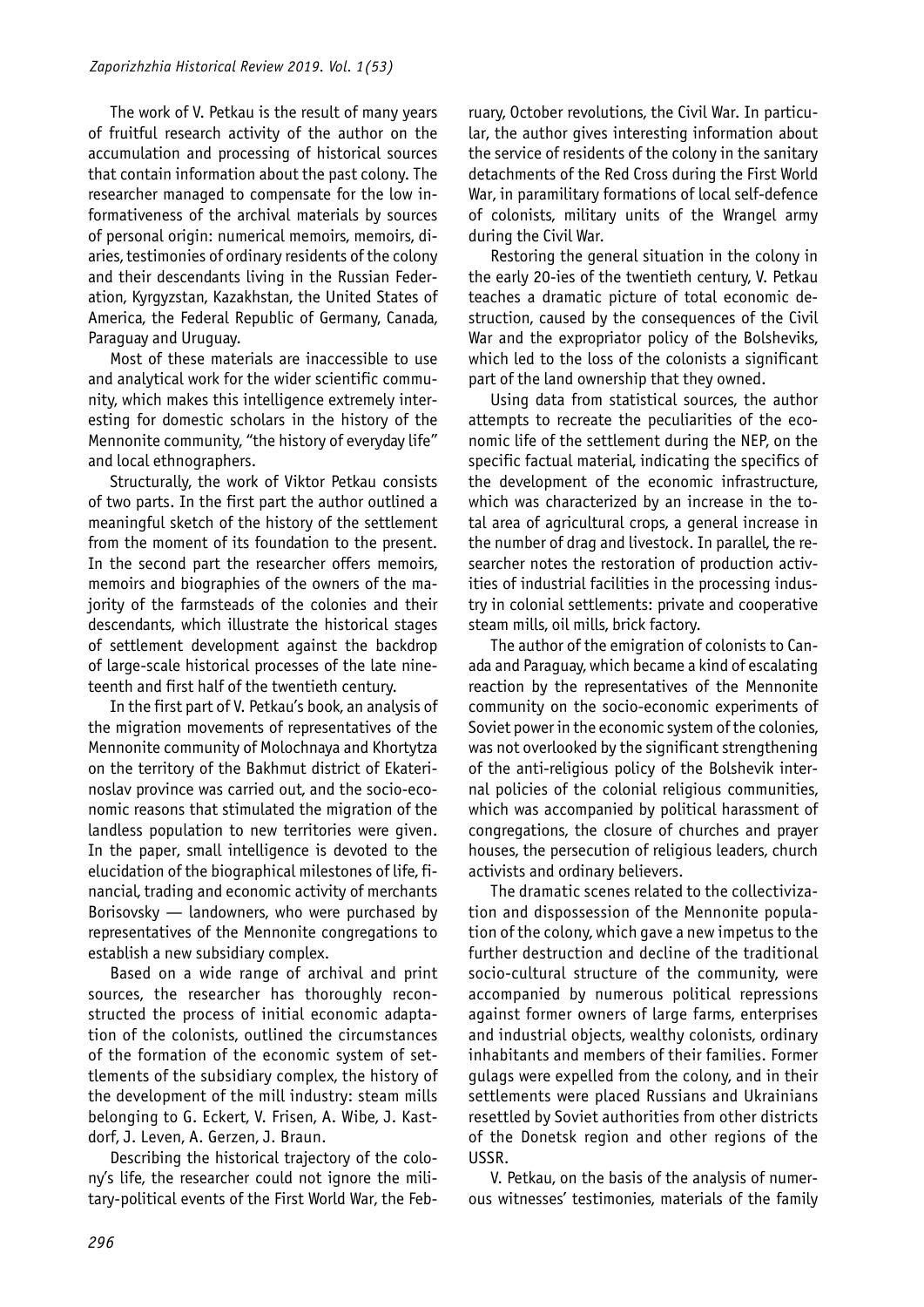The work of V. Petkau is the result of many years of fruitful research activity of the author on the accumulation and processing of historical sources that contain information about the past colony. The researcher managed to compensate for the low informativeness of the archival materials by sources of personal origin: numerical memoirs, memoirs, diaries, testimonies of ordinary residents of the colony and their descendants living in the Russian Federation, Kyrgyzstan, Kazakhstan, the United States of America, the Federal Republic of Germany, Canada, Paraguay and Uruguay.

Most of these materials are inaccessible to use and analytical work for the wider scientific community, which makes this intelligence extremely interesting for domestic scholars in the history of the Mennonite community, "the history of everyday life" and local ethnographers.

Structurally, the work of Viktor Petkau consists of two parts. In the first part the author outlined a meaningful sketch of the history of the settlement from the moment of its foundation to the present. In the second part the researcher offers memoirs, memoirs and biographies of the owners of the majority of the farmsteads of the colonies and their descendants, which illustrate the historical stages of settlement development against the backdrop of large-scale historical processes of the late nineteenth and first half of the twentieth century.

In the first part of V. Petkau's book, an analysis of the migration movements of representatives of the Mennonite community of Molochnaya and Khortytza on the territory of the Bakhmut district of Ekaterinoslav province was carried out, and the socio-economic reasons that stimulated the migration of the landless population to new territories were given. In the paper, small intelligence is devoted to the elucidation of the biographical milestones of life, financial, trading and economic activity of merchants Borisovsky — landowners, who were purchased by representatives of the Mennonite congregations to establish a new subsidiary complex.

Based on a wide range of archival and print sources, the researcher has thoroughly reconstructed the process of initial economic adaptation of the colonists, outlined the circumstances of the formation of the economic system of settlements of the subsidiary complex, the history of the development of the mill industry: steam mills belonging to G. Eckert, V. Frisen, A. Wibe, J. Kastdorf, J. Leven, A. Gerzen, J. Braun.

Describing the historical trajectory of the colony's life, the researcher could not ignore the military-political events of the First World War, the February, October revolutions, the Civil War. In particular, the author gives interesting information about the service of residents of the colony in the sanitary detachments of the Red Cross during the First World War, in paramilitary formations of local self-defence of colonists, military units of the Wrangel army during the Civil War.

Restoring the general situation in the colony in the early 20-ies of the twentieth century, V. Petkau teaches a dramatic picture of total economic destruction, caused by the consequences of the Civil War and the expropriator policy of the Bolsheviks, which led to the loss of the colonists a significant part of the land ownership that they owned.

Using data from statistical sources, the author attempts to recreate the peculiarities of the economic life of the settlement during the NEP, on the specific factual material, indicating the specifics of the development of the economic infrastructure, which was characterized by an increase in the total area of agricultural crops, a general increase in the number of drag and livestock. In parallel, the researcher notes the restoration of production activities of industrial facilities in the processing industry in colonial settlements: private and cooperative steam mills, oil mills, brick factory.

The author of the emigration of colonists to Canada and Paraguay, which became a kind of escalating reaction by the representatives of the Mennonite community on the socio-economic experiments of Soviet power in the economic system of the colonies, was not overlooked by the significant strengthening of the anti-religious policy of the Bolshevik internal policies of the colonial religious communities, which was accompanied by political harassment of congregations, the closure of churches and prayer houses, the persecution of religious leaders, church activists and ordinary believers.

The dramatic scenes related to the collectivization and dispossession of the Mennonite population of the colony, which gave a new impetus to the further destruction and decline of the traditional socio-cultural structure of the community, were accompanied by numerous political repressions against former owners of large farms, enterprises and industrial objects, wealthy colonists, ordinary inhabitants and members of their families. Former gulags were expelled from the colony, and in their settlements were placed Russians and Ukrainians resettled by Soviet authorities from other districts of the Donetsk region and other regions of the USSR.

V. Petkau, on the basis of the analysis of numerous witnesses' testimonies, materials of the family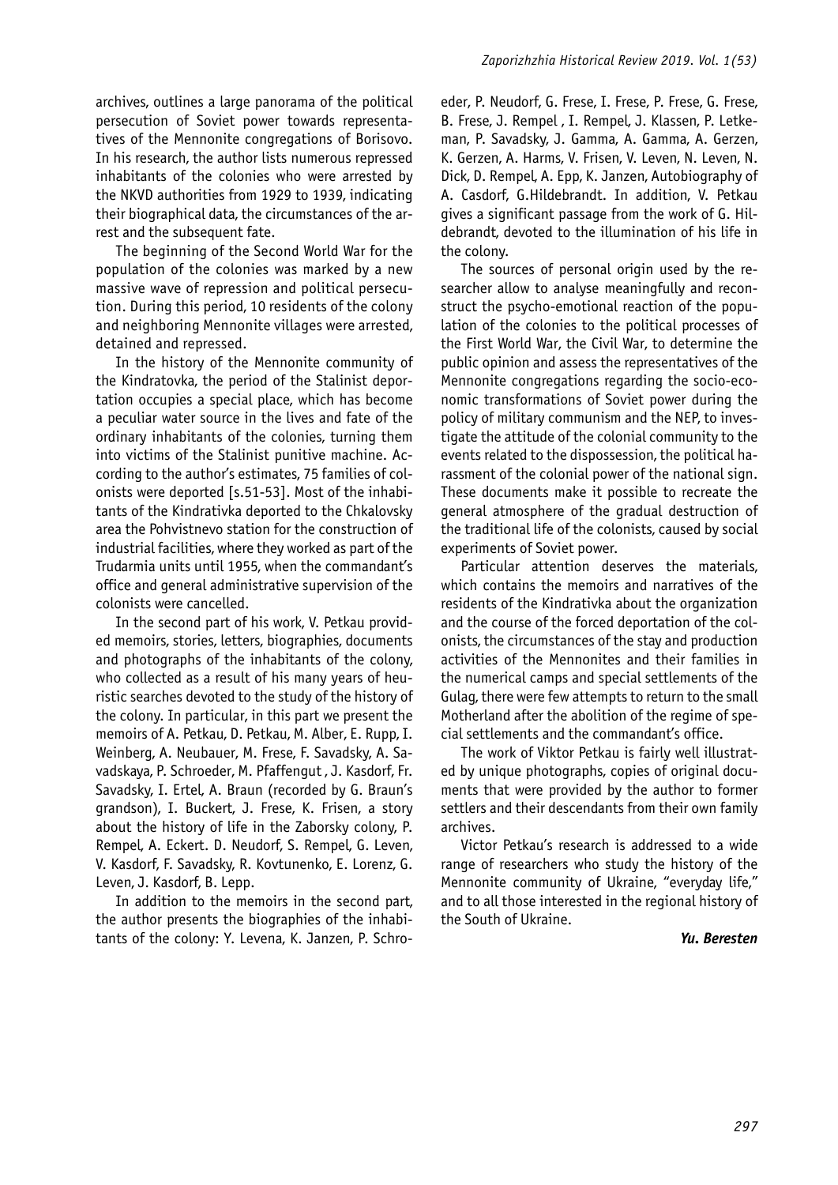archives, outlines a large panorama of the political persecution of Soviet power towards representatives of the Mennonite congregations of Borisovo. In his research, the author lists numerous repressed inhabitants of the colonies who were arrested by the NKVD authorities from 1929 to 1939, indicating their biographical data, the circumstances of the arrest and the subsequent fate.

The beginning of the Second World War for the population of the colonies was marked by a new massive wave of repression and political persecution. During this period, 10 residents of the colony and neighboring Mennonite villages were arrested, detained and repressed.

In the history of the Mennonite community of the Kindratovka, the period of the Stalinist deportation occupies a special place, which has become a peculiar water source in the lives and fate of the ordinary inhabitants of the colonies, turning them into victims of the Stalinist punitive machine. According to the author's estimates, 75 families of colonists were deported [s.51-53]. Most of the inhabitants of the Kindrativka deported to the Chkalovsky area the Pohvistnevo station for the construction of industrial facilities, where they worked as part of the Trudarmia units until 1955, when the commandant's office and general administrative supervision of the colonists were cancelled.

In the second part of his work, V. Petkau provided memoirs, stories, letters, biographies, documents and photographs of the inhabitants of the colony, who collected as a result of his many years of heuristic searches devoted to the study of the history of the colony. In particular, in this part we present the memoirs of A. Petkau, D. Petkau, M. Alber, E. Rupp, I. Weinberg, A. Neubauer, M. Frese, F. Savadsky, A. Savadskaya, P. Schroeder, M. Pfaffengut , J. Kasdorf, Fr. Savadsky, I. Ertel, A. Braun (recorded by G. Braun's grandson), I. Buckert, J. Frese, K. Frisen, a story about the history of life in the Zaborsky colony, P. Rempel, A. Eckert. D. Neudorf, S. Rempel, G. Leven, V. Kasdorf, F. Savadsky, R. Kovtunenko, E. Lorenz, G. Leven, J. Kasdorf, B. Lepp.

In addition to the memoirs in the second part, the author presents the biographies of the inhabitants of the colony: Y. Levena, K. Janzen, P. Schroeder, P. Neudorf, G. Frese, I. Frese, P. Frese, G. Frese, B. Frese, J. Rempel , I. Rempel, J. Klassen, P. Letkeman, P. Savadsky, J. Gamma, A. Gamma, A. Gerzen, K. Gerzen, A. Harms, V. Frisen, V. Leven, N. Leven, N. Dick, D. Rempel, A. Epp, K. Janzen, Autobiography of A. Casdorf, G.Hildebrandt. In addition, V. Petkau gives a significant passage from the work of G. Hildebrandt, devoted to the illumination of his life in the colony.

The sources of personal origin used by the researcher allow to analyse meaningfully and reconstruct the psycho-emotional reaction of the population of the colonies to the political processes of the First World War, the Civil War, to determine the public opinion and assess the representatives of the Mennonite congregations regarding the socio-economic transformations of Soviet power during the policy of military communism and the NEP, to investigate the attitude of the colonial community to the events related to the dispossession, the political harassment of the colonial power of the national sign. These documents make it possible to recreate the general atmosphere of the gradual destruction of the traditional life of the colonists, caused by social experiments of Soviet power.

Particular attention deserves the materials, which contains the memoirs and narratives of the residents of the Kindrativka about the organization and the course of the forced deportation of the colonists, the circumstances of the stay and production activities of the Mennonites and their families in the numerical camps and special settlements of the Gulag, there were few attempts to return to the small Motherland after the abolition of the regime of special settlements and the commandant's office.

The work of Viktor Petkau is fairly well illustrated by unique photographs, copies of original documents that were provided by the author to former settlers and their descendants from their own family archives.

Victor Petkau's research is addressed to a wide range of researchers who study the history of the Mennonite community of Ukraine, "everyday life," and to all those interested in the regional history of the South of Ukraine.

***Yu. Beresten***